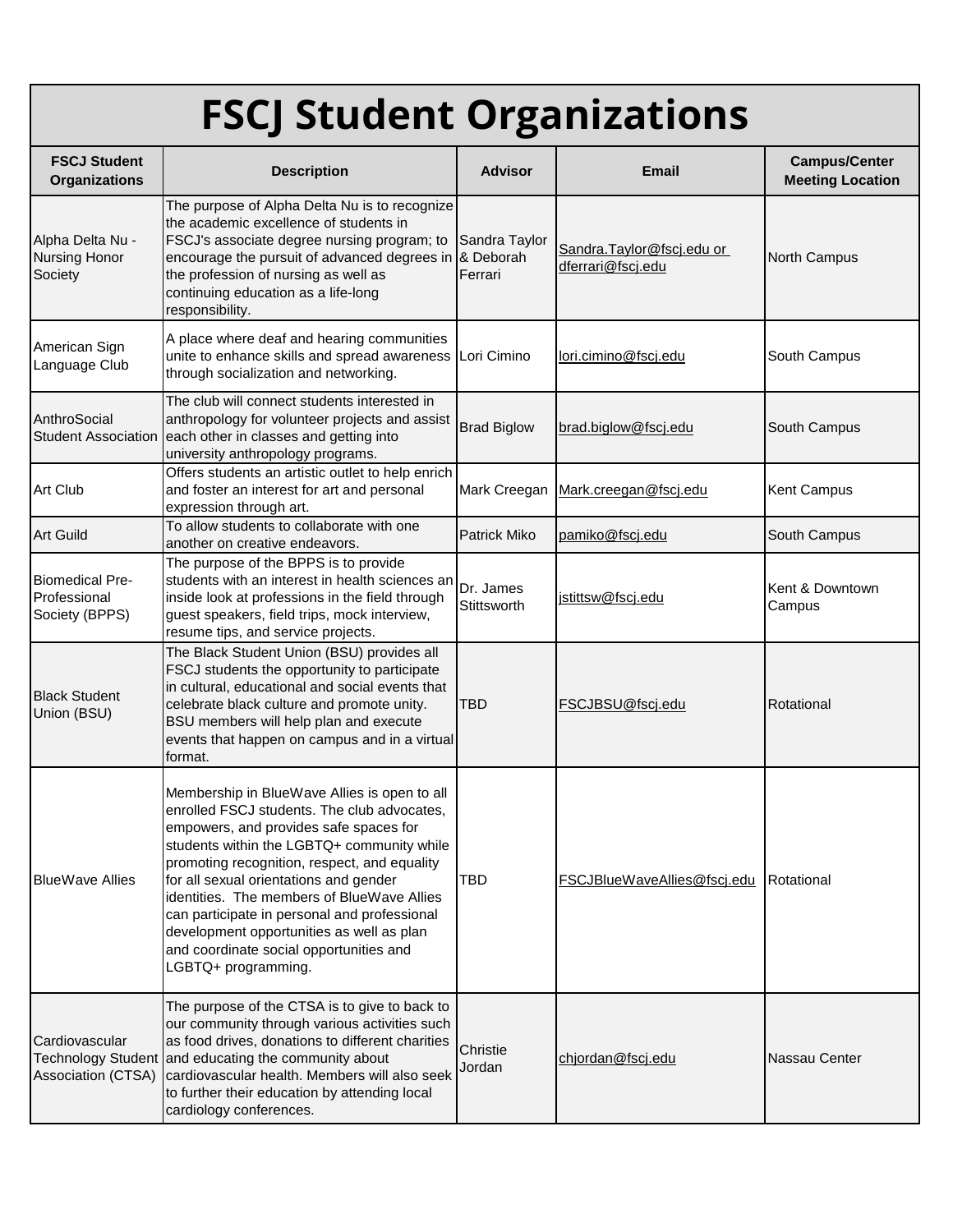# FSCJ Student Organizations

| FSCJ Student Organizations | Description | Advisor | Email | Campus/Center Meeting Location |
|---|---|---|---|---|
| Alpha Delta Nu - Nursing Honor Society | The purpose of Alpha Delta Nu is to recognize the academic excellence of students in FSCJ's associate degree nursing program; to encourage the pursuit of advanced degrees in the profession of nursing as well as continuing education as a life-long responsibility. | Sandra Taylor & Deborah Ferrari | Sandra.Taylor@fscj.edu or dferrari@fscj.edu | North Campus |
| American Sign Language Club | A place where deaf and hearing communities unite to enhance skills and spread awareness through socialization and networking. | Lori Cimino | lori.cimino@fscj.edu | South Campus |
| AnthroSocial Student Association | The club will connect students interested in anthropology for volunteer projects and assist each other in classes and getting into university anthropology programs. | Brad Biglow | brad.biglow@fscj.edu | South Campus |
| Art Club | Offers students an artistic outlet to help enrich and foster an interest for art and personal expression through art. | Mark Creegan | Mark.creegan@fscj.edu | Kent Campus |
| Art Guild | To allow students to collaborate with one another on creative endeavors. | Patrick Miko | pamiko@fscj.edu | South Campus |
| Biomedical Pre-Professional Society (BPPS) | The purpose of the BPPS is to provide students with an interest in health sciences an inside look at professions in the field through guest speakers, field trips, mock interview, resume tips, and service projects. | Dr. James Stittsworth | jstittsw@fscj.edu | Kent & Downtown Campus |
| Black Student Union (BSU) | The Black Student Union (BSU) provides all FSCJ students the opportunity to participate in cultural, educational and social events that celebrate black culture and promote unity. BSU members will help plan and execute events that happen on campus and in a virtual format. | TBD | FSCJBSU@fscj.edu | Rotational |
| BlueWave Allies | Membership in BlueWave Allies is open to all enrolled FSCJ students. The club advocates, empowers, and provides safe spaces for students within the LGBTQ+ community while promoting recognition, respect, and equality for all sexual orientations and gender identities. The members of BlueWave Allies can participate in personal and professional development opportunities as well as plan and coordinate social opportunities and LGBTQ+ programming. | TBD | FSCJBlueWaveAllies@fscj.edu | Rotational |
| Cardiovascular Technology Student Association (CTSA) | The purpose of the CTSA is to give back to our community through various activities such as food drives, donations to different charities and educating the community about cardiovascular health. Members will also seek to further their education by attending local cardiology conferences. | Christie Jordan | chjordan@fscj.edu | Nassau Center |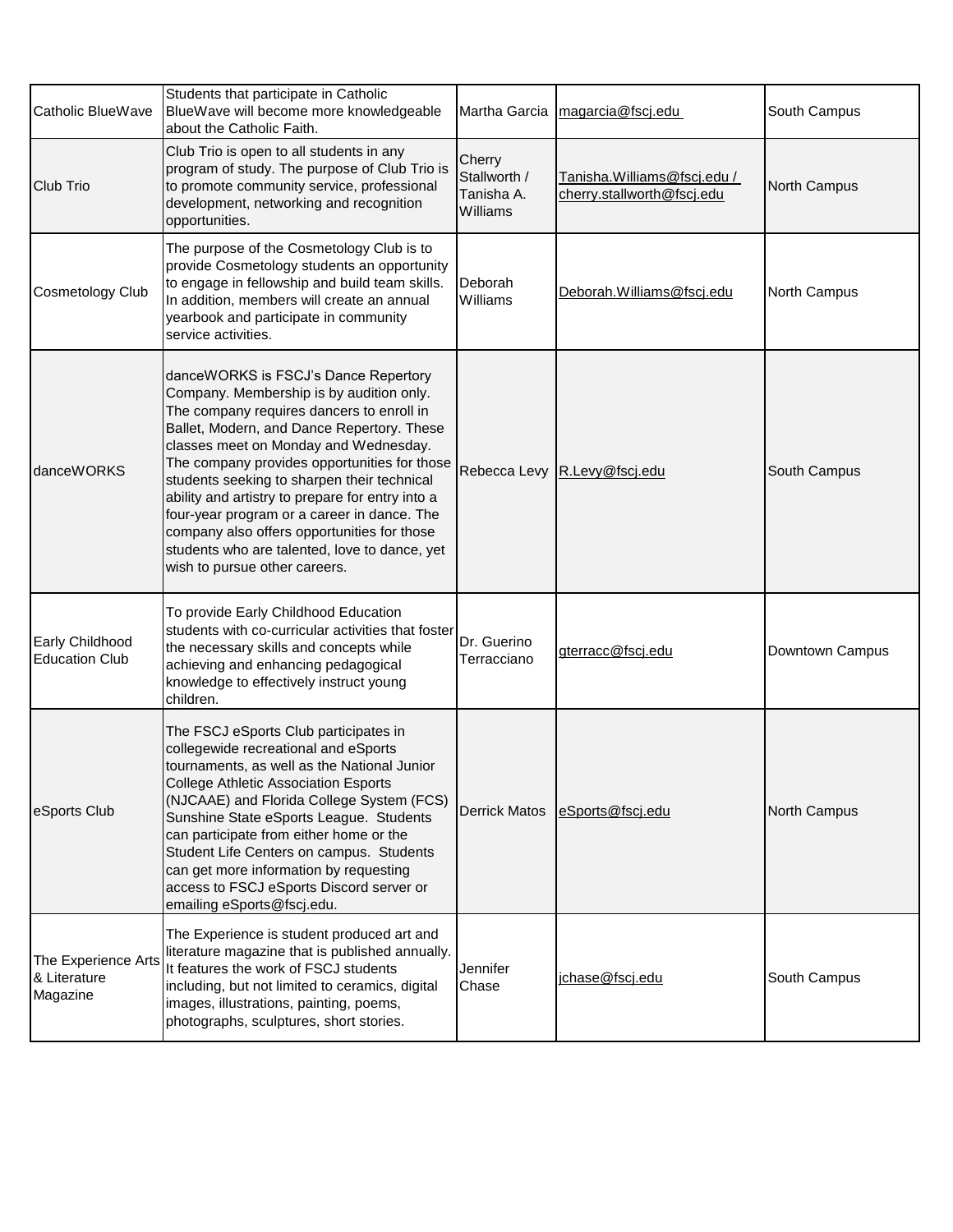| | | | | |
|---|---|---|---|---|
| Catholic BlueWave | Students that participate in Catholic BlueWave will become more knowledgeable about the Catholic Faith. | Martha Garcia | magarcia@fscj.edu | South Campus |
| Club Trio | Club Trio is open to all students in any program of study. The purpose of Club Trio is to promote community service, professional development, networking and recognition opportunities. | Cherry Stallworth / Tanisha A. Williams | Tanisha.Williams@fscj.edu / cherry.stallworth@fscj.edu | North Campus |
| Cosmetology Club | The purpose of the Cosmetology Club is to provide Cosmetology students an opportunity to engage in fellowship and build team skills. In addition, members will create an annual yearbook and participate in community service activities. | Deborah Williams | Deborah.Williams@fscj.edu | North Campus |
| danceWORKS | danceWORKS is FSCJ's Dance Repertory Company. Membership is by audition only. The company requires dancers to enroll in Ballet, Modern, and Dance Repertory. These classes meet on Monday and Wednesday. The company provides opportunities for those students seeking to sharpen their technical ability and artistry to prepare for entry into a four-year program or a career in dance. The company also offers opportunities for those students who are talented, love to dance, yet wish to pursue other careers. | Rebecca Levy | R.Levy@fscj.edu | South Campus |
| Early Childhood Education Club | To provide Early Childhood Education students with co-curricular activities that foster the necessary skills and concepts while achieving and enhancing pedagogical knowledge to effectively instruct young children. | Dr. Guerino Terracciano | gterracc@fscj.edu | Downtown Campus |
| eSports Club | The FSCJ eSports Club participates in collegewide recreational and eSports tournaments, as well as the National Junior College Athletic Association Esports (NJCAAE) and Florida College System (FCS) Sunshine State eSports League. Students can participate from either home or the Student Life Centers on campus. Students can get more information by requesting access to FSCJ eSports Discord server or emailing eSports@fscj.edu. | Derrick Matos | eSports@fscj.edu | North Campus |
| The Experience Arts & Literature Magazine | The Experience is student produced art and literature magazine that is published annually. It features the work of FSCJ students including, but not limited to ceramics, digital images, illustrations, painting, poems, photographs, sculptures, short stories. | Jennifer Chase | jchase@fscj.edu | South Campus |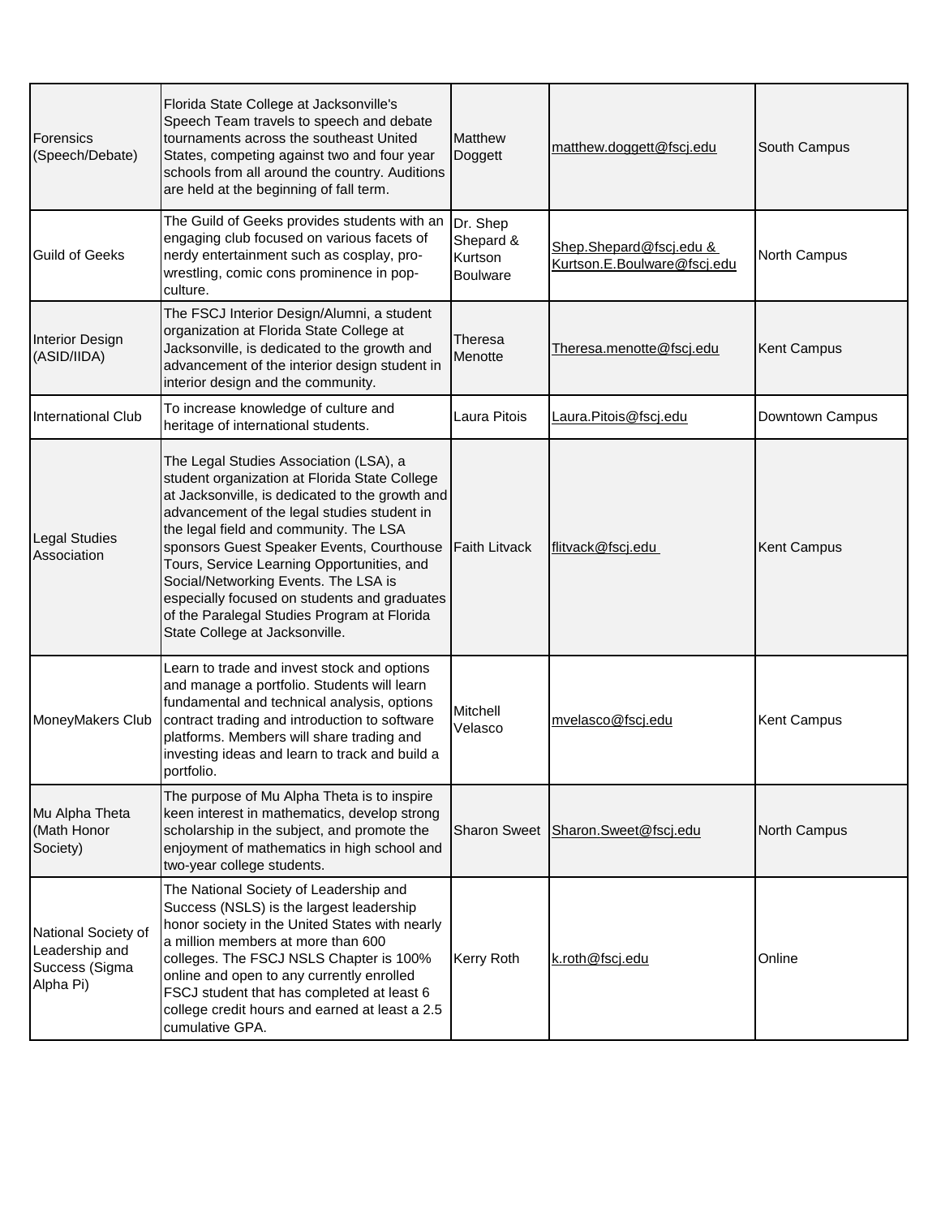| | | | | |
|---|---|---|---|---|
| Forensics (Speech/Debate) | Florida State College at Jacksonville's Speech Team travels to speech and debate tournaments across the southeast United States, competing against two and four year schools from all around the country. Auditions are held at the beginning of fall term. | Matthew Doggett | matthew.doggett@fscj.edu | South Campus |
| Guild of Geeks | The Guild of Geeks provides students with an engaging club focused on various facets of nerdy entertainment such as cosplay, pro-wrestling, comic cons prominence in pop-culture. | Dr. Shep Shepard & Kurtson Boulware | Shep.Shepard@fscj.edu & Kurtson.E.Boulware@fscj.edu | North Campus |
| Interior Design (ASID/IIDA) | The FSCJ Interior Design/Alumni, a student organization at Florida State College at Jacksonville, is dedicated to the growth and advancement of the interior design student in interior design and the community. | Theresa Menotte | Theresa.menotte@fscj.edu | Kent Campus |
| International Club | To increase knowledge of culture and heritage of international students. | Laura Pitois | Laura.Pitois@fscj.edu | Downtown Campus |
| Legal Studies Association | The Legal Studies Association (LSA), a student organization at Florida State College at Jacksonville, is dedicated to the growth and advancement of the legal studies student in the legal field and community. The LSA sponsors Guest Speaker Events, Courthouse Tours, Service Learning Opportunities, and Social/Networking Events. The LSA is especially focused on students and graduates of the Paralegal Studies Program at Florida State College at Jacksonville. | Faith Litvack | flitvack@fscj.edu | Kent Campus |
| MoneyMakers Club | Learn to trade and invest stock and options and manage a portfolio. Students will learn fundamental and technical analysis, options contract trading and introduction to software platforms. Members will share trading and investing ideas and learn to track and build a portfolio. | Mitchell Velasco | mvelasco@fscj.edu | Kent Campus |
| Mu Alpha Theta (Math Honor Society) | The purpose of Mu Alpha Theta is to inspire keen interest in mathematics, develop strong scholarship in the subject, and promote the enjoyment of mathematics in high school and two-year college students. | Sharon Sweet | Sharon.Sweet@fscj.edu | North Campus |
| National Society of Leadership and Success (Sigma Alpha Pi) | The National Society of Leadership and Success (NSLS) is the largest leadership honor society in the United States with nearly a million members at more than 600 colleges. The FSCJ NSLS Chapter is 100% online and open to any currently enrolled FSCJ student that has completed at least 6 college credit hours and earned at least a 2.5 cumulative GPA. | Kerry Roth | k.roth@fscj.edu | Online |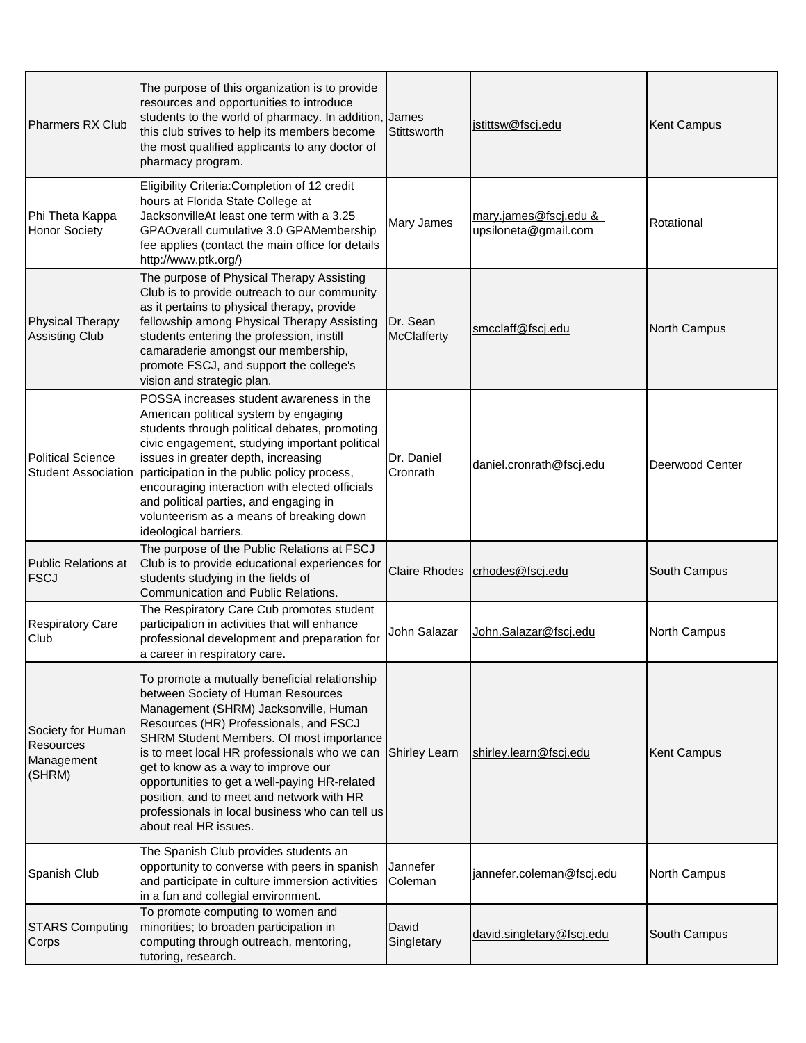| | | | | |
|---|---|---|---|---|
| Pharmers RX Club | The purpose of this organization is to provide resources and opportunities to introduce students to the world of pharmacy. In addition, this club strives to help its members become the most qualified applicants to any doctor of pharmacy program. | James Stittsworth | jstittsw@fscj.edu | Kent Campus |
| Phi Theta Kappa Honor Society | Eligibility Criteria:Completion of 12 credit hours at Florida State College at JacksonvilleAt least one term with a 3.25 GPAOverall cumulative 3.0 GPAMembership fee applies (contact the main office for details http://www.ptk.org/) | Mary James | mary.james@fscj.edu & upsiloneta@gmail.com | Rotational |
| Physical Therapy Assisting Club | The purpose of Physical Therapy Assisting Club is to provide outreach to our community as it pertains to physical therapy, provide fellowship among Physical Therapy Assisting students entering the profession, instill camaraderie amongst our membership, promote FSCJ, and support the college's vision and strategic plan. | Dr. Sean McClafferty | smcclaff@fscj.edu | North Campus |
| Political Science Student Association | POSSA increases student awareness in the American political system by engaging students through political debates, promoting civic engagement, studying important political issues in greater depth, increasing participation in the public policy process, encouraging interaction with elected officials and political parties, and engaging in volunteerism as a means of breaking down ideological barriers. | Dr. Daniel Cronrath | daniel.cronrath@fscj.edu | Deerwood Center |
| Public Relations at FSCJ | The purpose of the Public Relations at FSCJ Club is to provide educational experiences for students studying in the fields of Communication and Public Relations. | Claire Rhodes | crhodes@fscj.edu | South Campus |
| Respiratory Care Club | The Respiratory Care Cub promotes student participation in activities that will enhance professional development and preparation for a career in respiratory care. | John Salazar | John.Salazar@fscj.edu | North Campus |
| Society for Human Resources Management (SHRM) | To promote a mutually beneficial relationship between Society of Human Resources Management (SHRM) Jacksonville, Human Resources (HR) Professionals, and FSCJ SHRM Student Members. Of most importance is to meet local HR professionals who we can get to know as a way to improve our opportunities to get a well-paying HR-related position, and to meet and network with HR professionals in local business who can tell us about real HR issues. | Shirley Learn | shirley.learn@fscj.edu | Kent Campus |
| Spanish Club | The Spanish Club provides students an opportunity to converse with peers in spanish and participate in culture immersion activities in a fun and collegial environment. | Jannefer Coleman | jannefer.coleman@fscj.edu | North Campus |
| STARS Computing Corps | To promote computing to women and minorities; to broaden participation in computing through outreach, mentoring, tutoring, research. | David Singletary | david.singletary@fscj.edu | South Campus |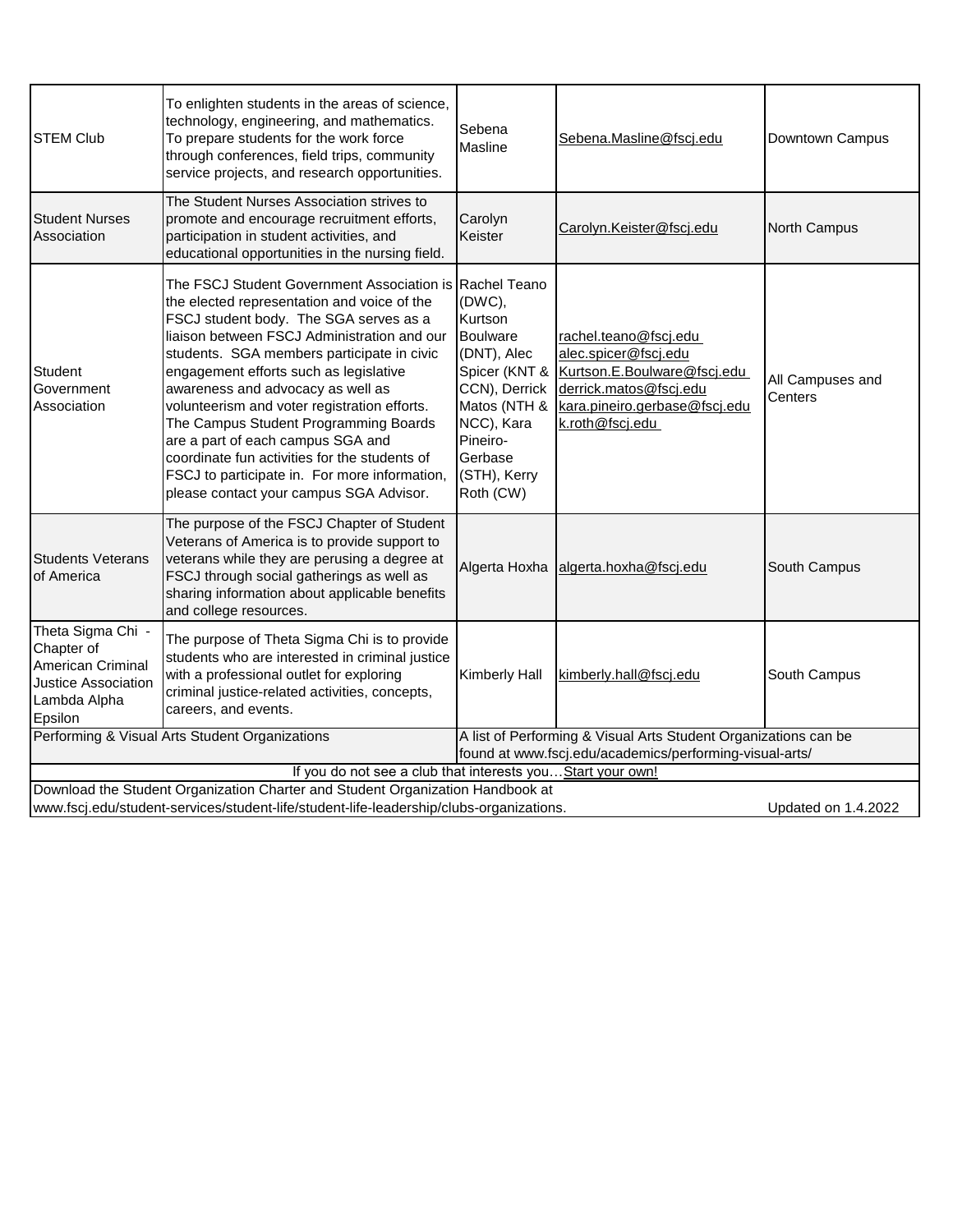| | | | | |
|---|---|---|---|---|
| STEM Club | To enlighten students in the areas of science, technology, engineering, and mathematics. To prepare students for the work force through conferences, field trips, community service projects, and research opportunities. | Sebena Masline | Sebena.Masline@fscj.edu | Downtown Campus |
| Student Nurses Association | The Student Nurses Association strives to promote and encourage recruitment efforts, participation in student activities, and educational opportunities in the nursing field. | Carolyn Keister | Carolyn.Keister@fscj.edu | North Campus |
| Student Government Association | The FSCJ Student Government Association is the elected representation and voice of the FSCJ student body. The SGA serves as a liaison between FSCJ Administration and our students. SGA members participate in civic engagement efforts such as legislative awareness and advocacy as well as volunteerism and voter registration efforts. The Campus Student Programming Boards are a part of each campus SGA and coordinate fun activities for the students of FSCJ to participate in. For more information, please contact your campus SGA Advisor. | Rachel Teano (DWC), Kurtson Boulware (DNT), Alec Spicer (KNT & CCN), Derrick Matos (NTH & NCC), Kara Pineiro-Gerbase (STH), Kerry Roth (CW) | rachel.teano@fscj.edu alec.spicer@fscj.edu Kurtson.E.Boulware@fscj.edu derrick.matos@fscj.edu kara.pineiro.gerbase@fscj.edu k.roth@fscj.edu | All Campuses and Centers |
| Students Veterans of America | The purpose of the FSCJ Chapter of Student Veterans of America is to provide support to veterans while they are perusing a degree at FSCJ through social gatherings as well as sharing information about applicable benefits and college resources. | Algerta Hoxha | algerta.hoxha@fscj.edu | South Campus |
| Theta Sigma Chi - Chapter of American Criminal Justice Association Lambda Alpha Epsilon | The purpose of Theta Sigma Chi is to provide students who are interested in criminal justice with a professional outlet for exploring criminal justice-related activities, concepts, careers, and events. | Kimberly Hall | kimberly.hall@fscj.edu | South Campus |
| Performing & Visual Arts Student Organizations | | A list of Performing & Visual Arts Student Organizations can be found at www.fscj.edu/academics/performing-visual-arts/ | | |

If you do not see a club that interests you…Start your own!

Download the Student Organization Charter and Student Organization Handbook at www.fscj.edu/student-services/student-life/student-life-leadership/clubs-organizations.

Updated on 1.4.2022